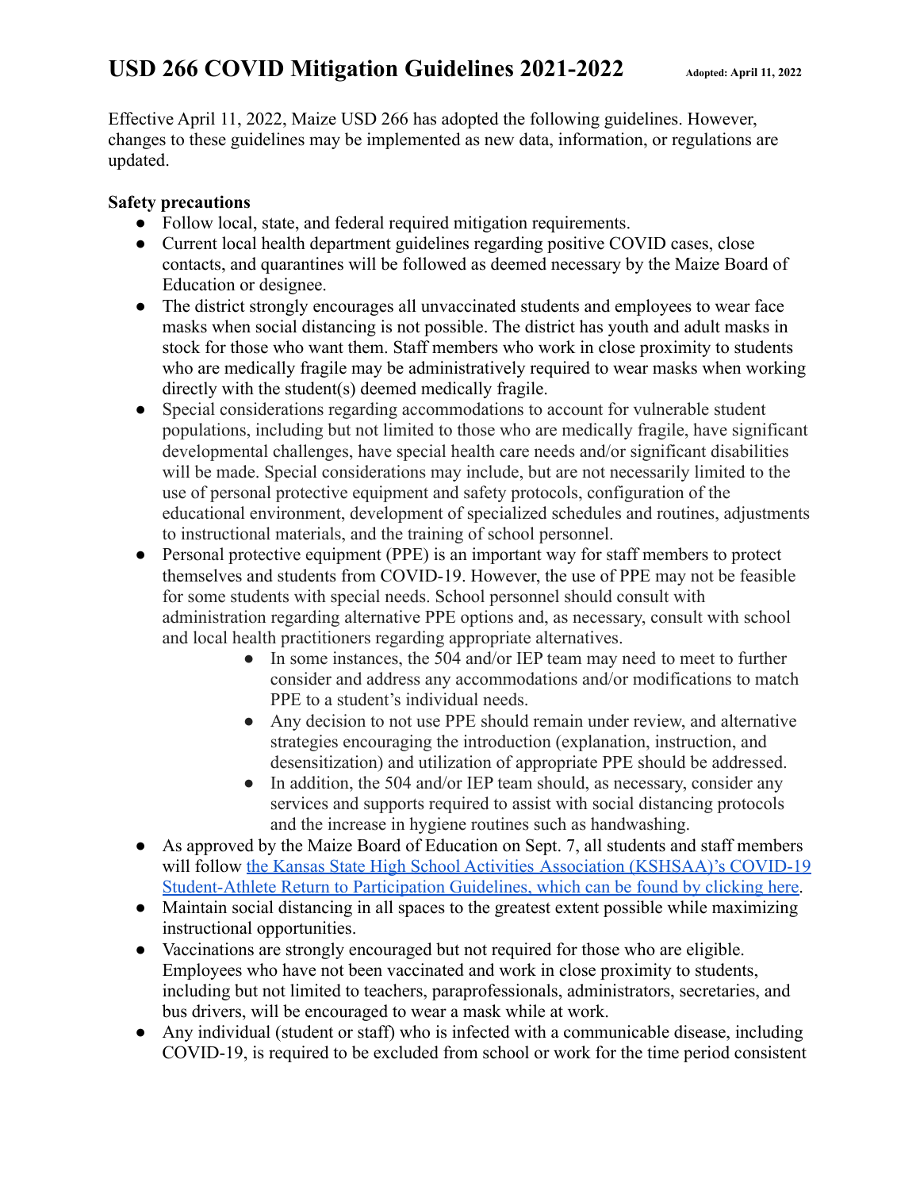# USD 266 COVID Mitigation Guidelines 2021-2022

**Adopted: April 11, 2022**

Effective April 11, 2022, Maize USD 266 has adopted the following guidelines. However, changes to these guidelines may be implemented as new data, information, or regulations are updated.

**Safety precautions**

- Follow local, state, and federal required mitigation requirements.
- Current local health department guidelines regarding positive COVID cases, close contacts, and quarantines will be followed as deemed necessary by the Maize Board of Education or designee.
- The district strongly encourages all unvaccinated students and employees to wear face masks when social distancing is not possible. The district has youth and adult masks in stock for those who want them. Staff members who work in close proximity to students who are medically fragile may be administratively required to wear masks when working directly with the student(s) deemed medically fragile.
- Special considerations regarding accommodations to account for vulnerable student populations, including but not limited to those who are medically fragile, have significant developmental challenges, have special health care needs and/or significant disabilities will be made. Special considerations may include, but are not necessarily limited to the use of personal protective equipment and safety protocols, configuration of the educational environment, development of specialized schedules and routines, adjustments to instructional materials, and the training of school personnel.
- Personal protective equipment (PPE) is an important way for staff members to protect themselves and students from COVID-19. However, the use of PPE may not be feasible for some students with special needs. School personnel should consult with administration regarding alternative PPE options and, as necessary, consult with school and local health practitioners regarding appropriate alternatives.
    - In some instances, the 504 and/or IEP team may need to meet to further consider and address any accommodations and/or modifications to match PPE to a student's individual needs.
    - Any decision to not use PPE should remain under review, and alternative strategies encouraging the introduction (explanation, instruction, and desensitization) and utilization of appropriate PPE should be addressed.
    - In addition, the 504 and/or IEP team should, as necessary, consider any services and supports required to assist with social distancing protocols and the increase in hygiene routines such as handwashing.
- As approved by the Maize Board of Education on Sept. 7, all students and staff members will follow [the Kansas State High School Activities Association (KSHSAA)'s COVID-19 Student-Athlete Return to Participation Guidelines, which can be found by clicking here]().
- Maintain social distancing in all spaces to the greatest extent possible while maximizing instructional opportunities.
- Vaccinations are strongly encouraged but not required for those who are eligible. Employees who have not been vaccinated and work in close proximity to students, including but not limited to teachers, paraprofessionals, administrators, secretaries, and bus drivers, will be encouraged to wear a mask while at work.
- Any individual (student or staff) who is infected with a communicable disease, including COVID-19, is required to be excluded from school or work for the time period consistent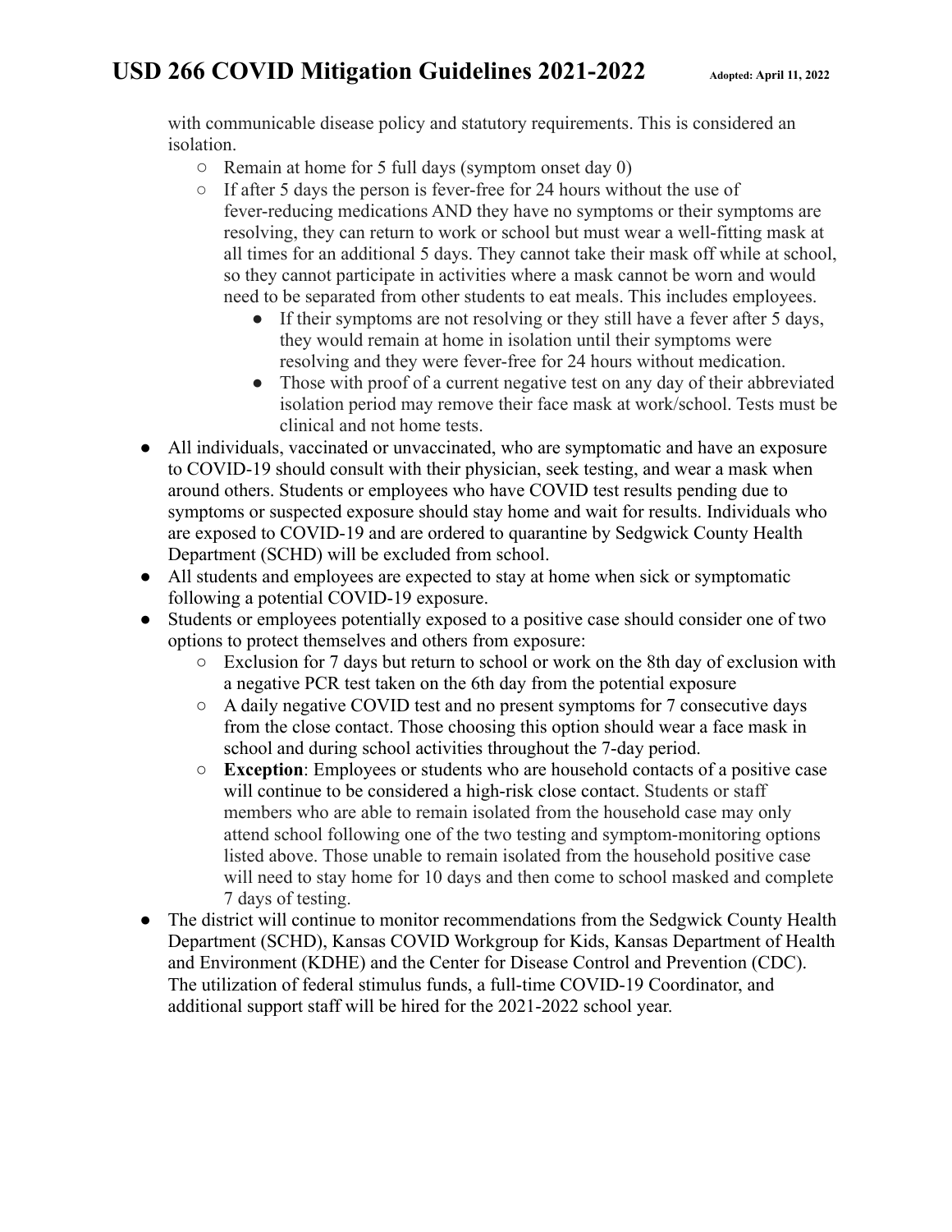with communicable disease policy and statutory requirements. This is considered an isolation.

- Remain at home for 5 full days (symptom onset day 0)
- If after 5 days the person is fever-free for 24 hours without the use of fever-reducing medications AND they have no symptoms or their symptoms are resolving, they can return to work or school but must wear a well-fitting mask at all times for an additional 5 days. They cannot take their mask off while at school, so they cannot participate in activities where a mask cannot be worn and would need to be separated from other students to eat meals. This includes employees.
    - If their symptoms are not resolving or they still have a fever after 5 days, they would remain at home in isolation until their symptoms were resolving and they were fever-free for 24 hours without medication.
    - Those with proof of a current negative test on any day of their abbreviated isolation period may remove their face mask at work/school. Tests must be clinical and not home tests.

- All individuals, vaccinated or unvaccinated, who are symptomatic and have an exposure to COVID-19 should consult with their physician, seek testing, and wear a mask when around others. Students or employees who have COVID test results pending due to symptoms or suspected exposure should stay home and wait for results. Individuals who are exposed to COVID-19 and are ordered to quarantine by Sedgwick County Health Department (SCHD) will be excluded from school.
- All students and employees are expected to stay at home when sick or symptomatic following a potential COVID-19 exposure.
- Students or employees potentially exposed to a positive case should consider one of two options to protect themselves and others from exposure:
    - Exclusion for 7 days but return to school or work on the 8th day of exclusion with a negative PCR test taken on the 6th day from the potential exposure
    - A daily negative COVID test and no present symptoms for 7 consecutive days from the close contact. Those choosing this option should wear a face mask in school and during school activities throughout the 7-day period.
    - **Exception**: Employees or students who are household contacts of a positive case will continue to be considered a high-risk close contact. Students or staff members who are able to remain isolated from the household case may only attend school following one of the two testing and symptom-monitoring options listed above. Those unable to remain isolated from the household positive case will need to stay home for 10 days and then come to school masked and complete 7 days of testing.
- The district will continue to monitor recommendations from the Sedgwick County Health Department (SCHD), Kansas COVID Workgroup for Kids, Kansas Department of Health and Environment (KDHE) and the Center for Disease Control and Prevention (CDC). The utilization of federal stimulus funds, a full-time COVID-19 Coordinator, and additional support staff will be hired for the 2021-2022 school year.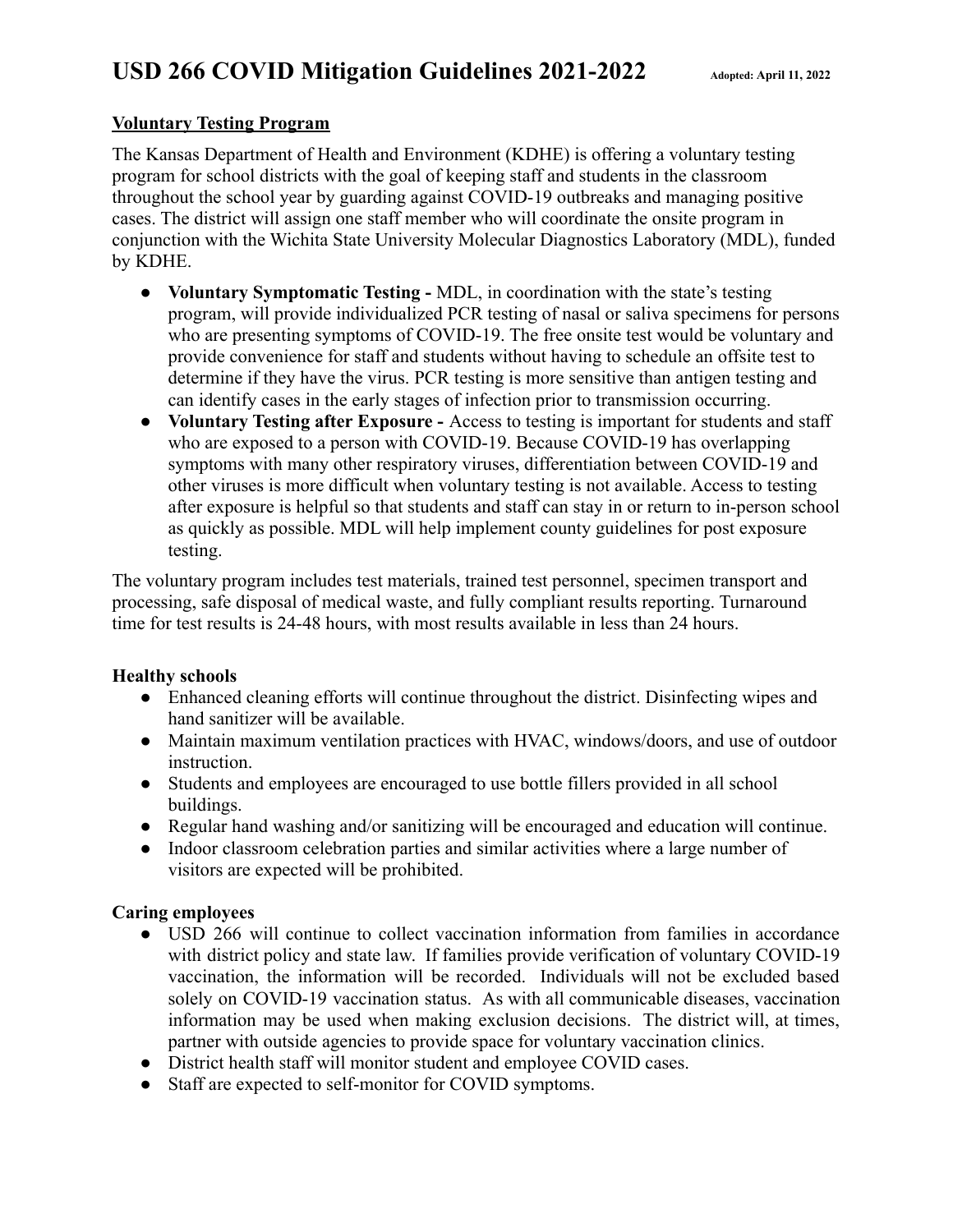# USD 266 COVID Mitigation Guidelines 2021-2022

**Adopted: April 11, 2022**

## Voluntary Testing Program

The Kansas Department of Health and Environment (KDHE) is offering a voluntary testing program for school districts with the goal of keeping staff and students in the classroom throughout the school year by guarding against COVID-19 outbreaks and managing positive cases. The district will assign one staff member who will coordinate the onsite program in conjunction with the Wichita State University Molecular Diagnostics Laboratory (MDL), funded by KDHE.

- **Voluntary Symptomatic Testing -** MDL, in coordination with the state's testing program, will provide individualized PCR testing of nasal or saliva specimens for persons who are presenting symptoms of COVID-19. The free onsite test would be voluntary and provide convenience for staff and students without having to schedule an offsite test to determine if they have the virus. PCR testing is more sensitive than antigen testing and can identify cases in the early stages of infection prior to transmission occurring.
- **Voluntary Testing after Exposure -** Access to testing is important for students and staff who are exposed to a person with COVID-19. Because COVID-19 has overlapping symptoms with many other respiratory viruses, differentiation between COVID-19 and other viruses is more difficult when voluntary testing is not available. Access to testing after exposure is helpful so that students and staff can stay in or return to in-person school as quickly as possible. MDL will help implement county guidelines for post exposure testing.

The voluntary program includes test materials, trained test personnel, specimen transport and processing, safe disposal of medical waste, and fully compliant results reporting. Turnaround time for test results is 24-48 hours, with most results available in less than 24 hours.

### Healthy schools

- Enhanced cleaning efforts will continue throughout the district. Disinfecting wipes and hand sanitizer will be available.
- Maintain maximum ventilation practices with HVAC, windows/doors, and use of outdoor instruction.
- Students and employees are encouraged to use bottle fillers provided in all school buildings.
- Regular hand washing and/or sanitizing will be encouraged and education will continue.
- Indoor classroom celebration parties and similar activities where a large number of visitors are expected will be prohibited.

### Caring employees

- USD 266 will continue to collect vaccination information from families in accordance with district policy and state law. If families provide verification of voluntary COVID-19 vaccination, the information will be recorded. Individuals will not be excluded based solely on COVID-19 vaccination status. As with all communicable diseases, vaccination information may be used when making exclusion decisions. The district will, at times, partner with outside agencies to provide space for voluntary vaccination clinics.
- District health staff will monitor student and employee COVID cases.
- Staff are expected to self-monitor for COVID symptoms.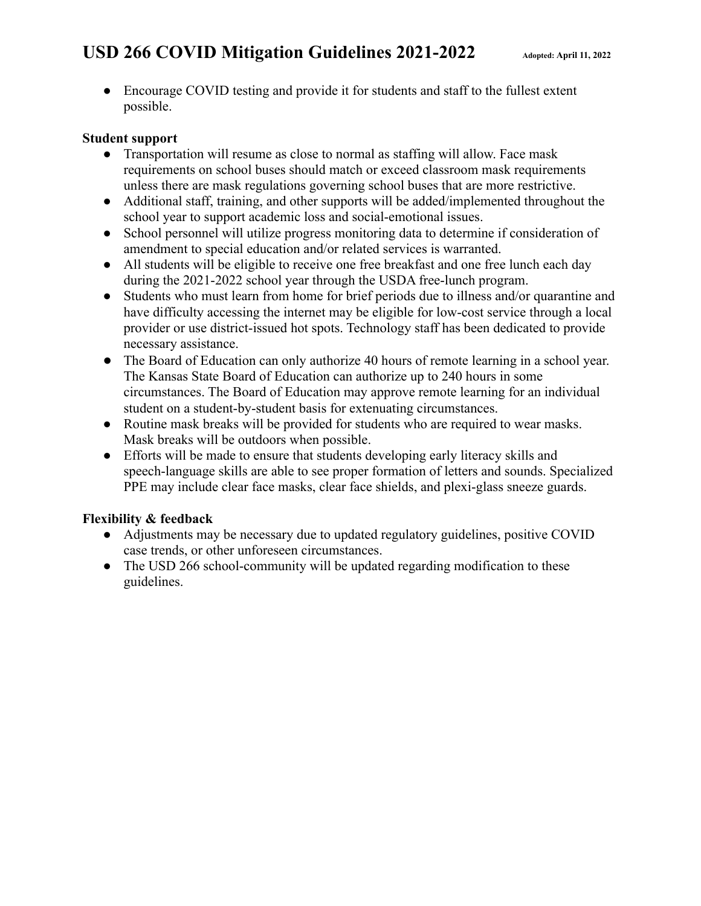- Encourage COVID testing and provide it for students and staff to the fullest extent possible.

**Student support**

- Transportation will resume as close to normal as staffing will allow. Face mask requirements on school buses should match or exceed classroom mask requirements unless there are mask regulations governing school buses that are more restrictive.
- Additional staff, training, and other supports will be added/implemented throughout the school year to support academic loss and social-emotional issues.
- School personnel will utilize progress monitoring data to determine if consideration of amendment to special education and/or related services is warranted.
- All students will be eligible to receive one free breakfast and one free lunch each day during the 2021-2022 school year through the USDA free-lunch program.
- Students who must learn from home for brief periods due to illness and/or quarantine and have difficulty accessing the internet may be eligible for low-cost service through a local provider or use district-issued hot spots. Technology staff has been dedicated to provide necessary assistance.
- The Board of Education can only authorize 40 hours of remote learning in a school year. The Kansas State Board of Education can authorize up to 240 hours in some circumstances. The Board of Education may approve remote learning for an individual student on a student-by-student basis for extenuating circumstances.
- Routine mask breaks will be provided for students who are required to wear masks. Mask breaks will be outdoors when possible.
- Efforts will be made to ensure that students developing early literacy skills and speech-language skills are able to see proper formation of letters and sounds. Specialized PPE may include clear face masks, clear face shields, and plexi-glass sneeze guards.

**Flexibility & feedback**

- Adjustments may be necessary due to updated regulatory guidelines, positive COVID case trends, or other unforeseen circumstances.
- The USD 266 school-community will be updated regarding modification to these guidelines.